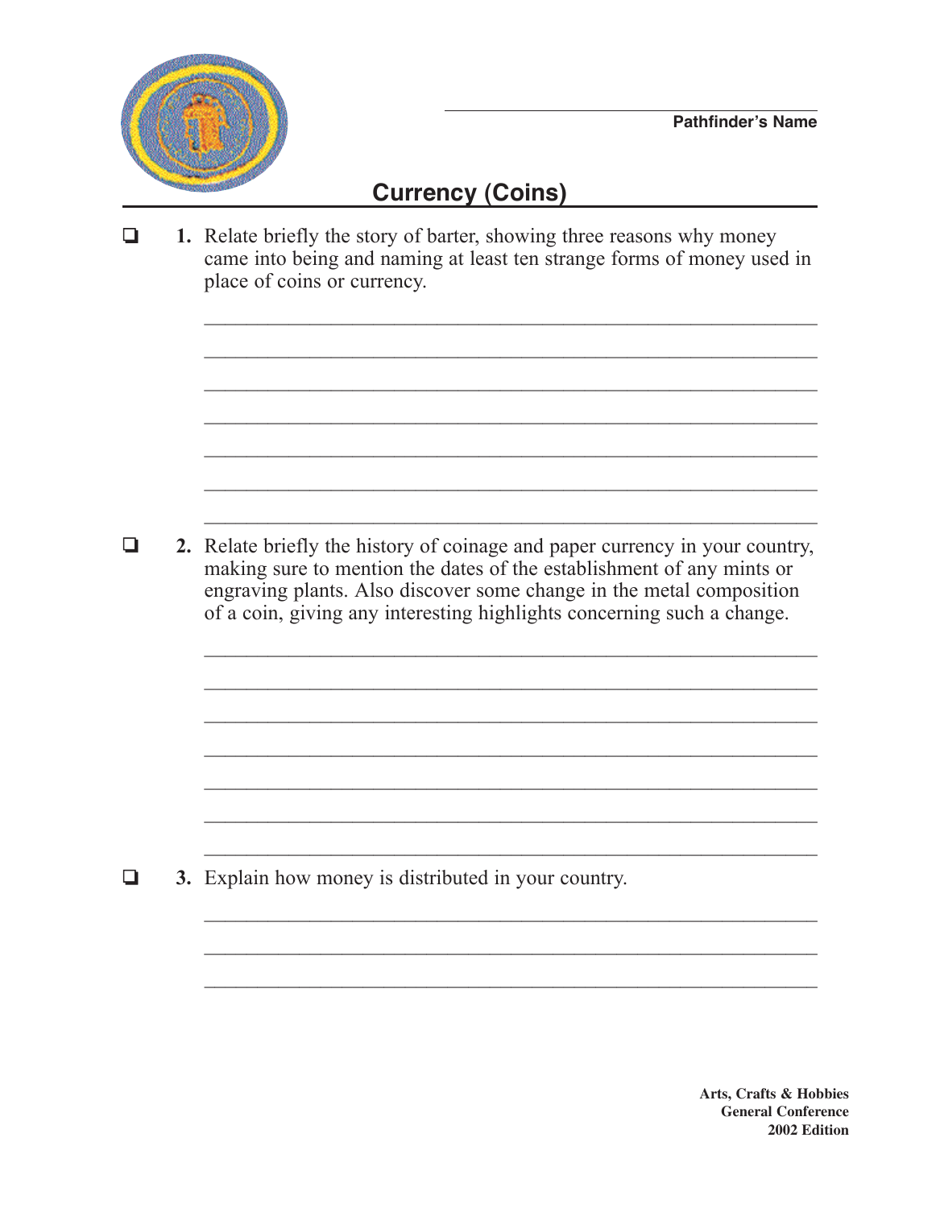Pathfinder's Name

# Currency (Coins)

- [ ] **1.** Relate briefly the story of barter, showing three reasons why money came into being and naming at least ten strange forms of money used in place of coins or currency.

- [ ] **2.** Relate briefly the history of coinage and paper currency in your country, making sure to mention the dates of the establishment of any mints or engraving plants. Also discover some change in the metal composition of a coin, giving any interesting highlights concerning such a change.

- [ ] **3.** Explain how money is distributed in your country.

**Arts, Crafts & Hobbies**
**General Conference**
**2002 Edition**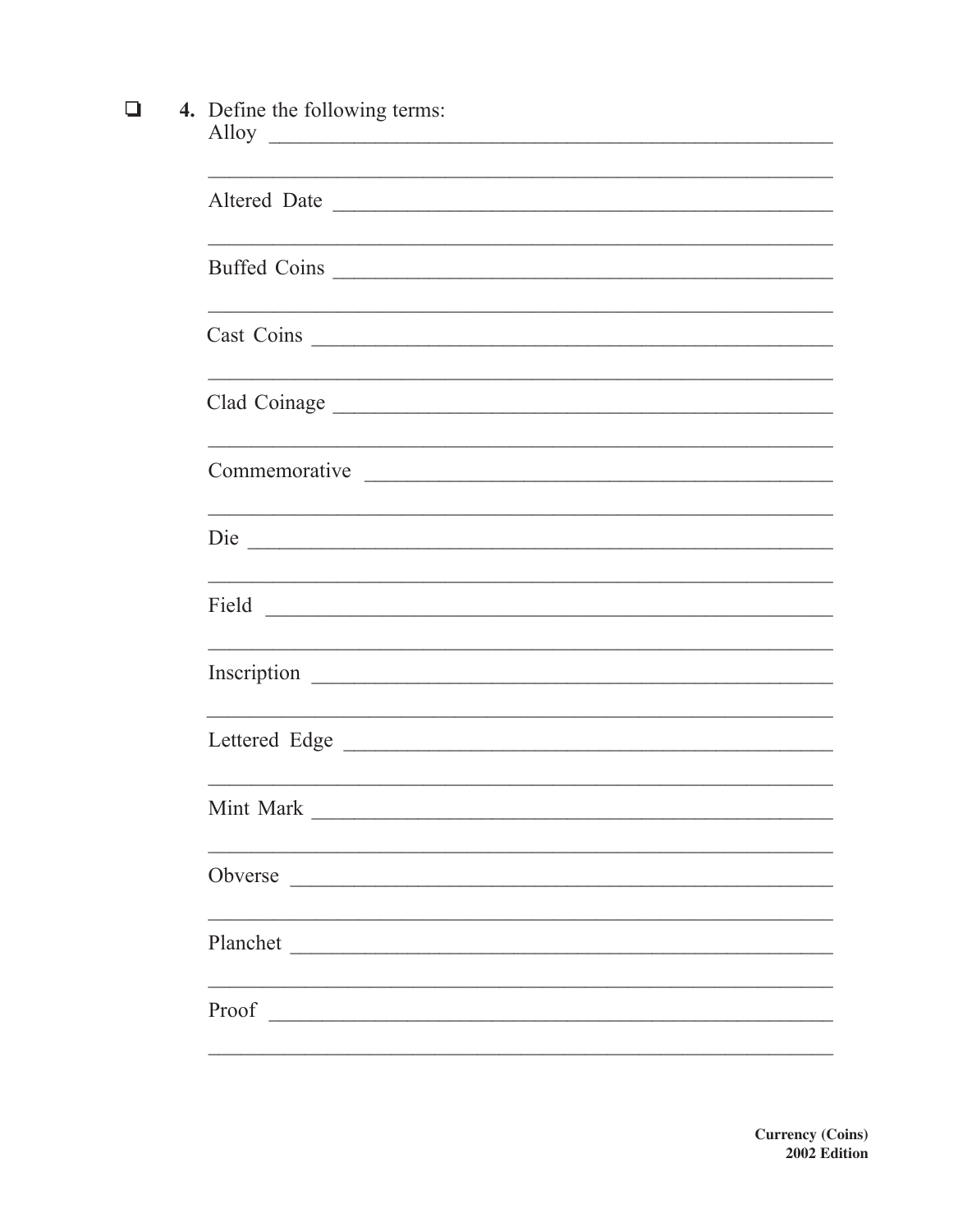- [ ] **4.** Define the following terms:

Alloy ______________________________________________

______________________________________________

Altered Date ______________________________________________

______________________________________________

Buffed Coins ______________________________________________

______________________________________________

Cast Coins ______________________________________________

______________________________________________

Clad Coinage ______________________________________________

______________________________________________

Commemorative ______________________________________________

______________________________________________

Die ______________________________________________

______________________________________________

Field ______________________________________________

______________________________________________

Inscription ______________________________________________

______________________________________________

Lettered Edge ______________________________________________

______________________________________________

Mint Mark ______________________________________________

______________________________________________

Obverse ______________________________________________

______________________________________________

Planchet ______________________________________________

______________________________________________

Proof ______________________________________________

______________________________________________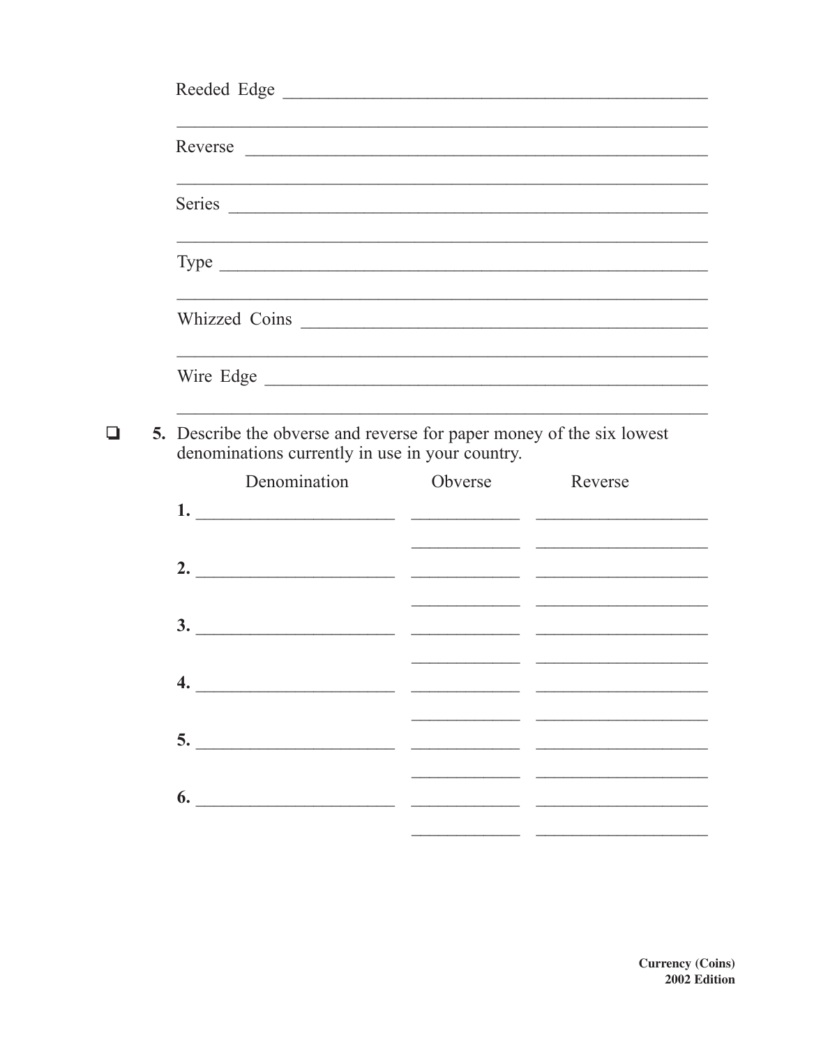Reeded Edge ______________________________________________

__________________________________________________________

Reverse __________________________________________________

__________________________________________________________

Series ___________________________________________________

__________________________________________________________

Type _____________________________________________________

__________________________________________________________

Whizzed Coins ____________________________________________

__________________________________________________________

Wire Edge ________________________________________________

__________________________________________________________

❏ **5.** Describe the obverse and reverse for paper money of the six lowest denominations currently in use in your country.

| Denomination | Obverse | Reverse |
|---|---|---|
| **1.** ____________________ | ____________ | ____________________ |
| | ____________ | ____________________ |
| **2.** ____________________ | ____________ | ____________________ |
| | ____________ | ____________________ |
| **3.** ____________________ | ____________ | ____________________ |
| | ____________ | ____________________ |
| **4.** ____________________ | ____________ | ____________________ |
| | ____________ | ____________________ |
| **5.** ____________________ | ____________ | ____________________ |
| | ____________ | ____________________ |
| **6.** ____________________ | ____________ | ____________________ |
| | ____________ | ____________________ |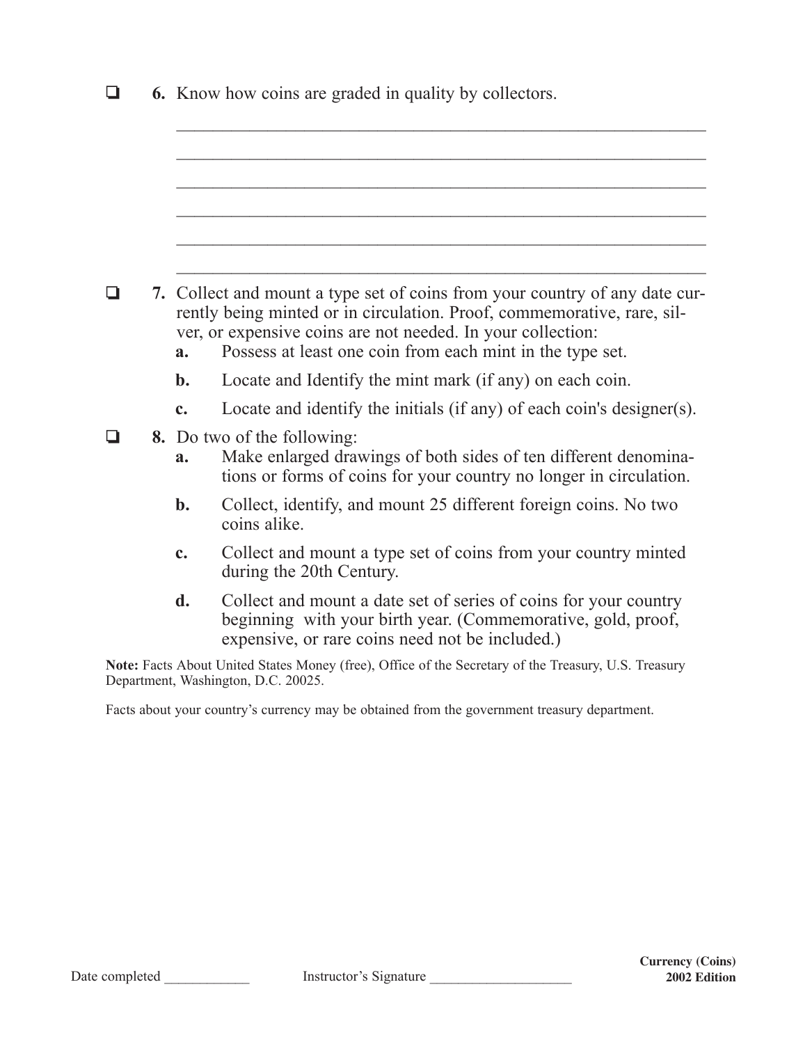- ❑ **6.** Know how coins are graded in quality by collectors.

 \_\_\_\_\_\_\_\_\_\_\_\_\_\_\_\_\_\_\_\_\_\_\_\_\_\_\_\_\_\_\_\_\_\_\_\_\_\_\_\_\_\_\_\_\_\_\_\_\_\_\_\_\_\_\_\_\_\_

 \_\_\_\_\_\_\_\_\_\_\_\_\_\_\_\_\_\_\_\_\_\_\_\_\_\_\_\_\_\_\_\_\_\_\_\_\_\_\_\_\_\_\_\_\_\_\_\_\_\_\_\_\_\_\_\_\_\_

 \_\_\_\_\_\_\_\_\_\_\_\_\_\_\_\_\_\_\_\_\_\_\_\_\_\_\_\_\_\_\_\_\_\_\_\_\_\_\_\_\_\_\_\_\_\_\_\_\_\_\_\_\_\_\_\_\_\_

 \_\_\_\_\_\_\_\_\_\_\_\_\_\_\_\_\_\_\_\_\_\_\_\_\_\_\_\_\_\_\_\_\_\_\_\_\_\_\_\_\_\_\_\_\_\_\_\_\_\_\_\_\_\_\_\_\_\_

 \_\_\_\_\_\_\_\_\_\_\_\_\_\_\_\_\_\_\_\_\_\_\_\_\_\_\_\_\_\_\_\_\_\_\_\_\_\_\_\_\_\_\_\_\_\_\_\_\_\_\_\_\_\_\_\_\_\_

 \_\_\_\_\_\_\_\_\_\_\_\_\_\_\_\_\_\_\_\_\_\_\_\_\_\_\_\_\_\_\_\_\_\_\_\_\_\_\_\_\_\_\_\_\_\_\_\_\_\_\_\_\_\_\_\_\_\_

- ❑ **7.** Collect and mount a type set of coins from your country of any date currently being minted or in circulation. Proof, commemorative, rare, silver, or expensive coins are not needed. In your collection:
  - **a.** Possess at least one coin from each mint in the type set.
  - **b.** Locate and Identify the mint mark (if any) on each coin.
  - **c.** Locate and identify the initials (if any) of each coin's designer(s).

- ❑ **8.** Do two of the following:
  - **a.** Make enlarged drawings of both sides of ten different denominations or forms of coins for your country no longer in circulation.
  - **b.** Collect, identify, and mount 25 different foreign coins. No two coins alike.
  - **c.** Collect and mount a type set of coins from your country minted during the 20th Century.
  - **d.** Collect and mount a date set of series of coins for your country beginning with your birth year. (Commemorative, gold, proof, expensive, or rare coins need not be included.)

**Note:** Facts About United States Money (free), Office of the Secretary of the Treasury, U.S. Treasury Department, Washington, D.C. 20025.

Facts about your country's currency may be obtained from the government treasury department.

Date completed \_\_\_\_\_\_\_\_\_\_\_\_ Instructor's Signature \_\_\_\_\_\_\_\_\_\_\_\_\_\_\_\_\_\_\_\_

**Currency (Coins)**
**2002 Edition**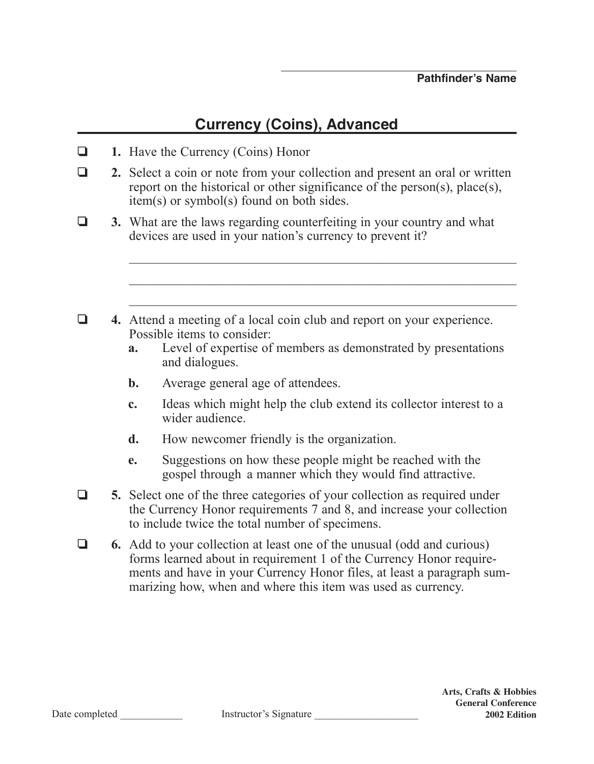Pathfinder's Name

# Currency (Coins), Advanced

- ❑ **1.** Have the Currency (Coins) Honor
- ❑ **2.** Select a coin or note from your collection and present an oral or written report on the historical or other significance of the person(s), place(s), item(s) or symbol(s) found on both sides.
- ❑ **3.** What are the laws regarding counterfeiting in your country and what devices are used in your nation's currency to prevent it?

  ______________________________________________________________

  ______________________________________________________________

  ______________________________________________________________

- ❑ **4.** Attend a meeting of a local coin club and report on your experience. Possible items to consider:
  - **a.** Level of expertise of members as demonstrated by presentations and dialogues.
  - **b.** Average general age of attendees.
  - **c.** Ideas which might help the club extend its collector interest to a wider audience.
  - **d.** How newcomer friendly is the organization.
  - **e.** Suggestions on how these people might be reached with the gospel through a manner which they would find attractive.
- ❑ **5.** Select one of the three categories of your collection as required under the Currency Honor requirements 7 and 8, and increase your collection to include twice the total number of specimens.
- ❑ **6.** Add to your collection at least one of the unusual (odd and curious) forms learned about in requirement 1 of the Currency Honor requirements and have in your Currency Honor files, at least a paragraph summarizing how, when and where this item was used as currency.

Date completed ____________ Instructor's Signature ____________________

**Arts, Crafts & Hobbies**
**General Conference**
**2002 Edition**